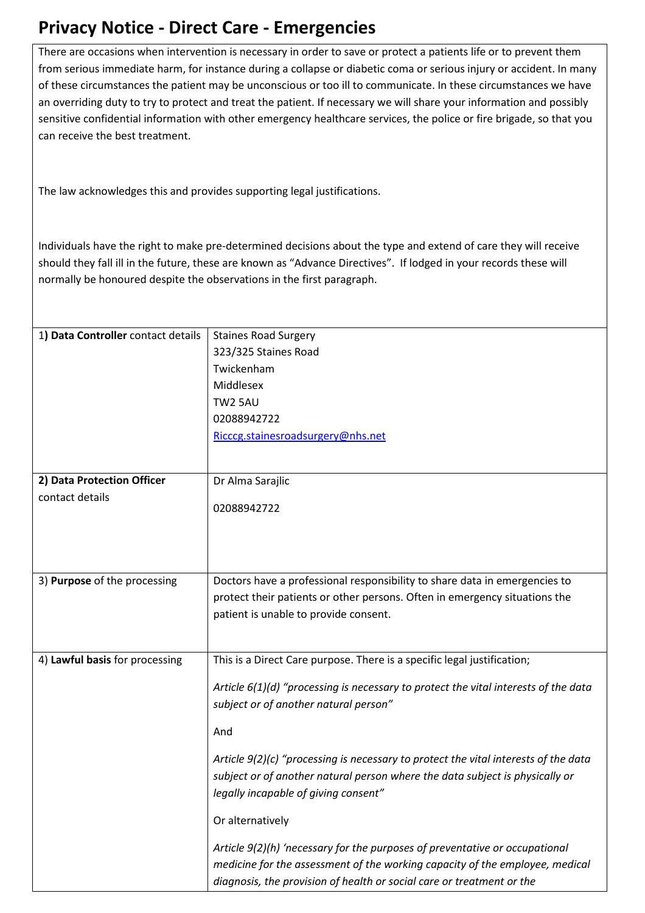# Privacy Notice - Direct Care - Emergencies

There are occasions when intervention is necessary in order to save or protect a patients life or to prevent them from serious immediate harm, for instance during a collapse or diabetic coma or serious injury or accident. In many of these circumstances the patient may be unconscious or too ill to communicate. In these circumstances we have an overriding duty to try to protect and treat the patient. If necessary we will share your information and possibly sensitive confidential information with other emergency healthcare services, the police or fire brigade, so that you can receive the best treatment.

The law acknowledges this and provides supporting legal justifications.

Individuals have the right to make pre-determined decisions about the type and extend of care they will receive should they fall ill in the future, these are known as "Advance Directives". If lodged in your records these will normally be honoured despite the observations in the first paragraph.

| | |
|---|---|
| 1**) Data Controller** contact details | Staines Road Surgery<br>323/325 Staines Road<br>Twickenham<br>Middlesex<br>TW2 5AU<br>02088942722<br>Ricccg.stainesroadsurgery@nhs.net |
| **2) Data Protection Officer** contact details | Dr Alma Sarajlic<br><br>02088942722 |
| 3) **Purpose** of the processing | Doctors have a professional responsibility to share data in emergencies to protect their patients or other persons. Often in emergency situations the patient is unable to provide consent. |
| 4) **Lawful basis** for processing | This is a Direct Care purpose. There is a specific legal justification;<br><br>*Article 6(1)(d) "processing is necessary to protect the vital interests of the data subject or of another natural person"*<br><br>And<br><br>*Article 9(2)(c) "processing is necessary to protect the vital interests of the data subject or of another natural person where the data subject is physically or legally incapable of giving consent"*<br><br>Or alternatively<br><br>*Article 9(2)(h) 'necessary for the purposes of preventative or occupational medicine for the assessment of the working capacity of the employee, medical diagnosis, the provision of health or social care or treatment or the* |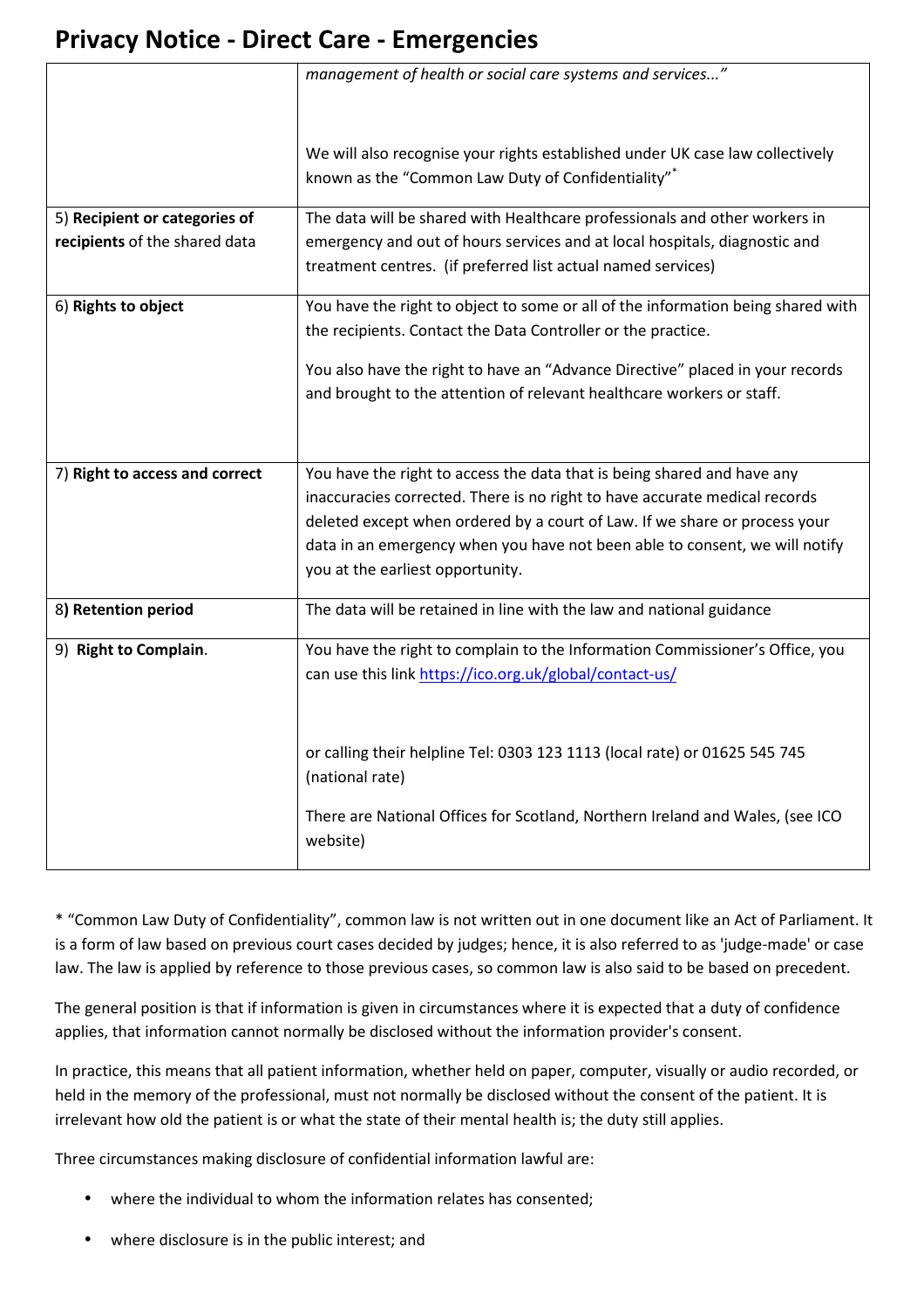# Privacy Notice - Direct Care - Emergencies

| | |
|---|---|
| | *management of health or social care systems and services..."* <br><br> We will also recognise your rights established under UK case law collectively known as the "Common Law Duty of Confidentiality"* |
| 5) **Recipient or categories of recipients** of the shared data | The data will be shared with Healthcare professionals and other workers in emergency and out of hours services and at local hospitals, diagnostic and treatment centres. (if preferred list actual named services) |
| 6) **Rights to object** | You have the right to object to some or all of the information being shared with the recipients. Contact the Data Controller or the practice. <br><br> You also have the right to have an "Advance Directive" placed in your records and brought to the attention of relevant healthcare workers or staff. |
| 7) **Right to access and correct** | You have the right to access the data that is being shared and have any inaccuracies corrected. There is no right to have accurate medical records deleted except when ordered by a court of Law. If we share or process your data in an emergency when you have not been able to consent, we will notify you at the earliest opportunity. |
| 8**) Retention period** | The data will be retained in line with the law and national guidance |
| 9) **Right to Complain**. | You have the right to complain to the Information Commissioner's Office, you can use this link https://ico.org.uk/global/contact-us/ <br><br> or calling their helpline Tel: 0303 123 1113 (local rate) or 01625 545 745 (national rate) <br><br> There are National Offices for Scotland, Northern Ireland and Wales, (see ICO website) |

* "Common Law Duty of Confidentiality", common law is not written out in one document like an Act of Parliament. It is a form of law based on previous court cases decided by judges; hence, it is also referred to as 'judge-made' or case law. The law is applied by reference to those previous cases, so common law is also said to be based on precedent.

The general position is that if information is given in circumstances where it is expected that a duty of confidence applies, that information cannot normally be disclosed without the information provider's consent.

In practice, this means that all patient information, whether held on paper, computer, visually or audio recorded, or held in the memory of the professional, must not normally be disclosed without the consent of the patient. It is irrelevant how old the patient is or what the state of their mental health is; the duty still applies.

Three circumstances making disclosure of confidential information lawful are:

- where the individual to whom the information relates has consented;
- where disclosure is in the public interest; and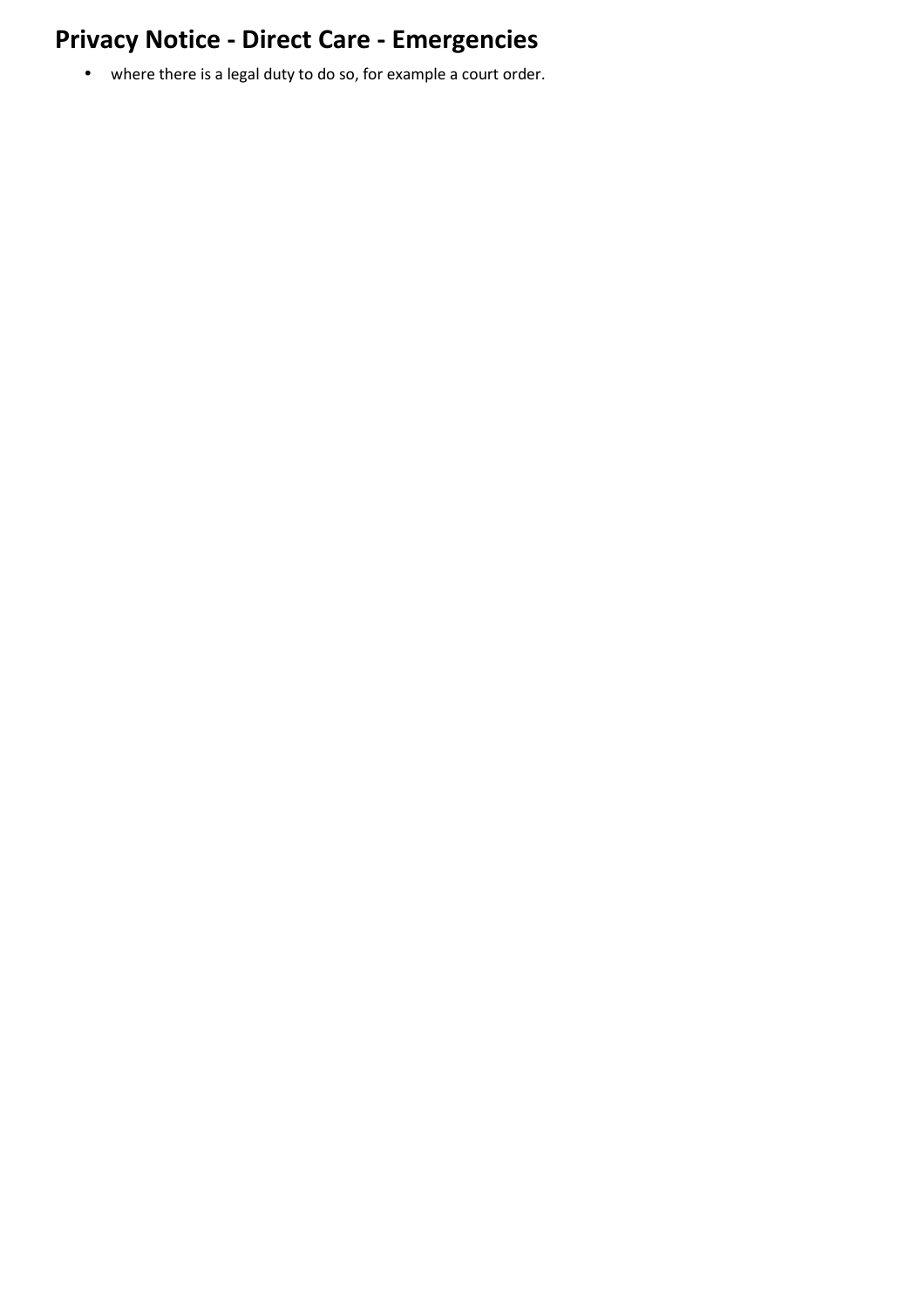# Privacy Notice - Direct Care - Emergencies

- where there is a legal duty to do so, for example a court order.